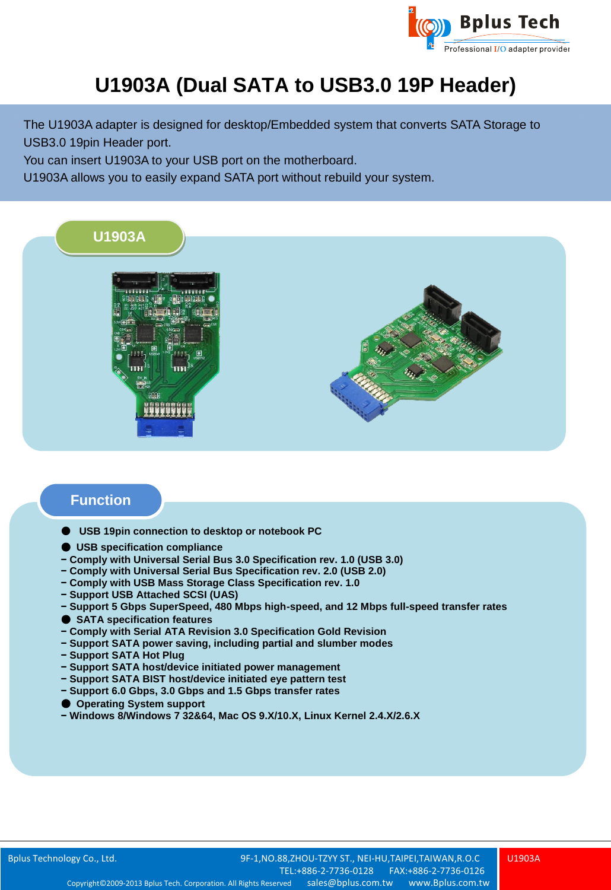# U1903A (Dual SATA to USB3.0 19P Header)

The U1903A adapter is designed for desktop/Embedded system that converts SATA Storage to USB3.0 19pin Header port.
You can insert U1903A to your USB port on the motherboard.
U1903A allows you to easily expand SATA port without rebuild your system.

## U1903A

## Function

- **USB 19pin connection to desktop or notebook PC**
- **USB specification compliance**
  - **Comply with Universal Serial Bus 3.0 Specification rev. 1.0 (USB 3.0)**
  - **Comply with Universal Serial Bus Specification rev. 2.0 (USB 2.0)**
  - **Comply with USB Mass Storage Class Specification rev. 1.0**
  - **Support USB Attached SCSI (UAS)**
  - **Support 5 Gbps SuperSpeed, 480 Mbps high-speed, and 12 Mbps full-speed transfer rates**
- **SATA specification features**
  - **Comply with Serial ATA Revision 3.0 Specification Gold Revision**
  - **Support SATA power saving, including partial and slumber modes**
  - **Support SATA Hot Plug**
  - **Support SATA host/device initiated power management**
  - **Support SATA BIST host/device initiated eye pattern test**
  - **Support 6.0 Gbps, 3.0 Gbps and 1.5 Gbps transfer rates**
- **Operating System support**
  - **Windows 8/Windows 7 32&64, Mac OS 9.X/10.X, Linux Kernel 2.4.X/2.6.X**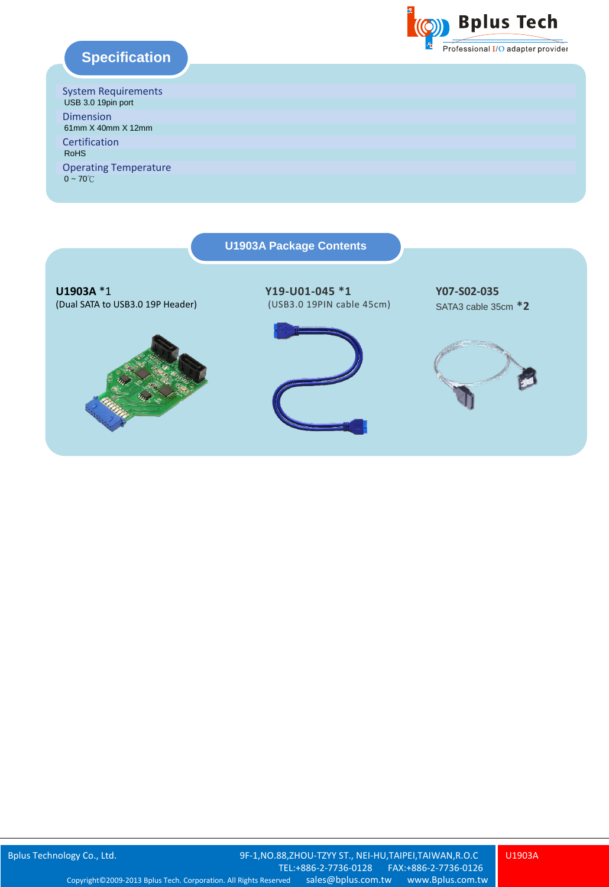## Specification

**System Requirements**
USB 3.0 19pin port

**Dimension**
61mm X 40mm X 12mm

**Certification**
RoHS

**Operating Temperature**
0 ~ 70℃

## U1903A Package Contents

**U1903A** *1
(Dual SATA to USB3.0 19P Header)

**Y19-U01-045** *1
(USB3.0 19PIN cable 45cm)

**Y07-S02-035**
SATA3 cable 35cm ***2**

Bplus Technology Co., Ltd. 9F-1,NO.88,ZHOU-TZYY ST., NEI-HU,TAIPEI,TAIWAN,R.O.C
TEL:+886-2-7736-0128 FAX:+886-2-7736-0126
Copyright©2009-2013 Bplus Tech. Corporation. All Rights Reserved sales@bplus.com.tw www.Bplus.com.tw